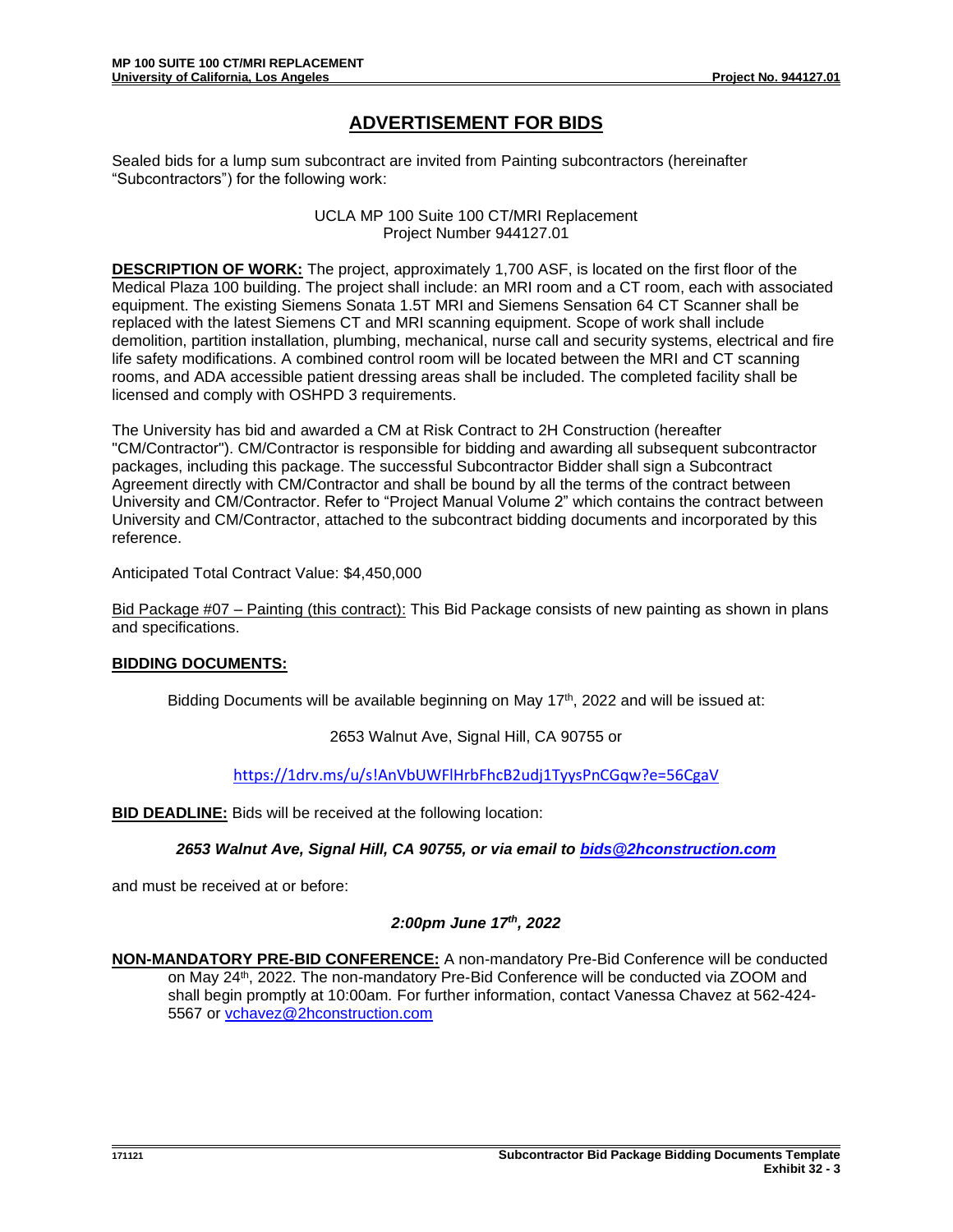# ADVERTISEMENT FOR BIDS

Sealed bids for a lump sum subcontract are invited from Painting subcontractors (hereinafter "Subcontractors") for the following work:

UCLA MP 100 Suite 100 CT/MRI Replacement
Project Number 944127.01

**DESCRIPTION OF WORK:** The project, approximately 1,700 ASF, is located on the first floor of the Medical Plaza 100 building. The project shall include: an MRI room and a CT room, each with associated equipment. The existing Siemens Sonata 1.5T MRI and Siemens Sensation 64 CT Scanner shall be replaced with the latest Siemens CT and MRI scanning equipment. Scope of work shall include demolition, partition installation, plumbing, mechanical, nurse call and security systems, electrical and fire life safety modifications. A combined control room will be located between the MRI and CT scanning rooms, and ADA accessible patient dressing areas shall be included. The completed facility shall be licensed and comply with OSHPD 3 requirements.

The University has bid and awarded a CM at Risk Contract to 2H Construction (hereafter "CM/Contractor"). CM/Contractor is responsible for bidding and awarding all subsequent subcontractor packages, including this package. The successful Subcontractor Bidder shall sign a Subcontract Agreement directly with CM/Contractor and shall be bound by all the terms of the contract between University and CM/Contractor. Refer to "Project Manual Volume 2" which contains the contract between University and CM/Contractor, attached to the subcontract bidding documents and incorporated by this reference.

Anticipated Total Contract Value: $4,450,000

Bid Package #07 – Painting (this contract): This Bid Package consists of new painting as shown in plans and specifications.

**BIDDING DOCUMENTS:**

Bidding Documents will be available beginning on May 17th, 2022 and will be issued at:

2653 Walnut Ave, Signal Hill, CA 90755 or

https://1drv.ms/u/s!AnVbUWFlHrbFhcB2udj1TyysPnCGqw?e=56CgaV

**BID DEADLINE:** Bids will be received at the following location:

***2653 Walnut Ave, Signal Hill, CA 90755, or via email to bids@2hconstruction.com***

and must be received at or before:

***2:00pm June 17th, 2022***

**NON-MANDATORY PRE-BID CONFERENCE:** A non-mandatory Pre-Bid Conference will be conducted on May 24th, 2022. The non-mandatory Pre-Bid Conference will be conducted via ZOOM and shall begin promptly at 10:00am. For further information, contact Vanessa Chavez at 562-424-5567 or vchavez@2hconstruction.com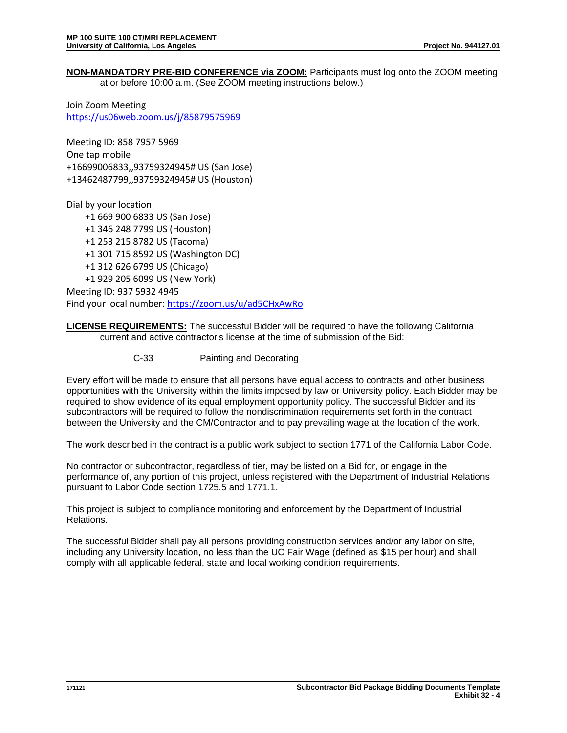**NON-MANDATORY PRE-BID CONFERENCE via ZOOM:** Participants must log onto the ZOOM meeting at or before 10:00 a.m. (See ZOOM meeting instructions below.)

Join Zoom Meeting
https://us06web.zoom.us/j/85879575969

Meeting ID: 858 7957 5969
One tap mobile
+16699006833,,93759324945# US (San Jose)
+13462487799,,93759324945# US (Houston)

Dial by your location
+1 669 900 6833 US (San Jose)
+1 346 248 7799 US (Houston)
+1 253 215 8782 US (Tacoma)
+1 301 715 8592 US (Washington DC)
+1 312 626 6799 US (Chicago)
+1 929 205 6099 US (New York)
Meeting ID: 937 5932 4945
Find your local number: https://zoom.us/u/ad5CHxAwRo

**LICENSE REQUIREMENTS:** The successful Bidder will be required to have the following California current and active contractor's license at the time of submission of the Bid:

C-33 Painting and Decorating

Every effort will be made to ensure that all persons have equal access to contracts and other business opportunities with the University within the limits imposed by law or University policy. Each Bidder may be required to show evidence of its equal employment opportunity policy. The successful Bidder and its subcontractors will be required to follow the nondiscrimination requirements set forth in the contract between the University and the CM/Contractor and to pay prevailing wage at the location of the work.

The work described in the contract is a public work subject to section 1771 of the California Labor Code.

No contractor or subcontractor, regardless of tier, may be listed on a Bid for, or engage in the performance of, any portion of this project, unless registered with the Department of Industrial Relations pursuant to Labor Code section 1725.5 and 1771.1.

This project is subject to compliance monitoring and enforcement by the Department of Industrial Relations.

The successful Bidder shall pay all persons providing construction services and/or any labor on site, including any University location, no less than the UC Fair Wage (defined as $15 per hour) and shall comply with all applicable federal, state and local working condition requirements.